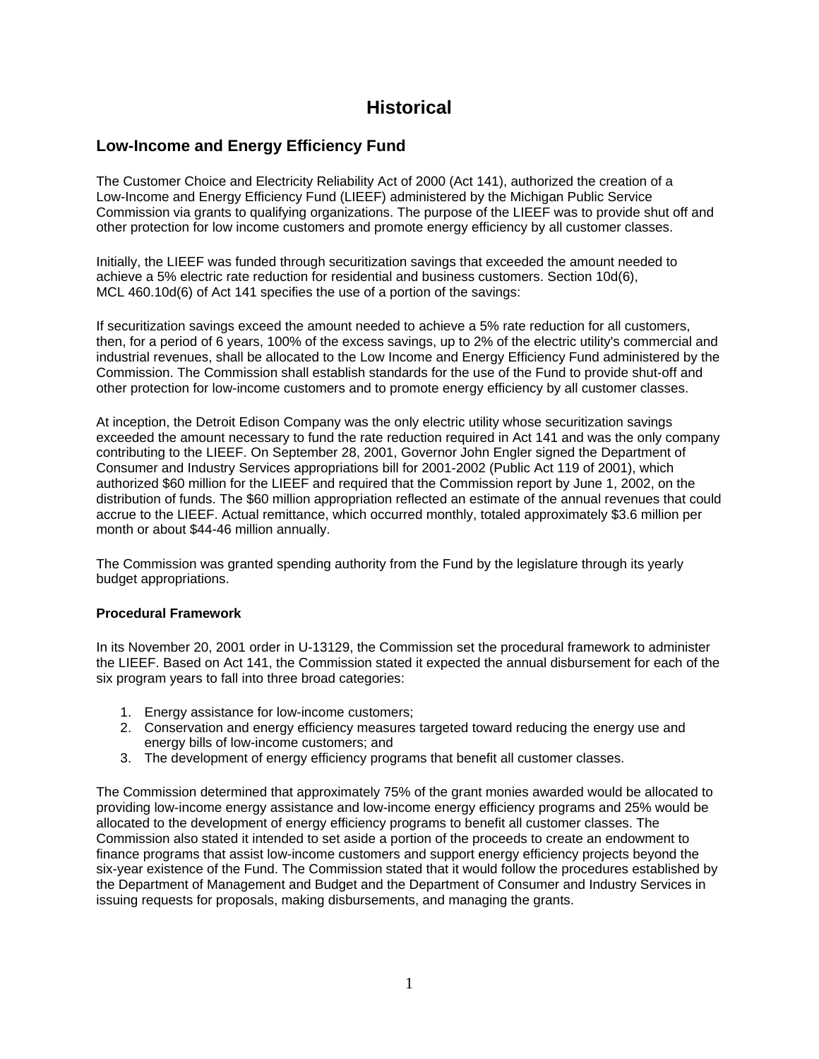# Historical

## Low-Income and Energy Efficiency Fund

The Customer Choice and Electricity Reliability Act of 2000 (Act 141), authorized the creation of a Low-Income and Energy Efficiency Fund (LIEEF) administered by the Michigan Public Service Commission via grants to qualifying organizations. The purpose of the LIEEF was to provide shut off and other protection for low income customers and promote energy efficiency by all customer classes.

Initially, the LIEEF was funded through securitization savings that exceeded the amount needed to achieve a 5% electric rate reduction for residential and business customers. Section 10d(6), MCL 460.10d(6) of Act 141 specifies the use of a portion of the savings:

If securitization savings exceed the amount needed to achieve a 5% rate reduction for all customers, then, for a period of 6 years, 100% of the excess savings, up to 2% of the electric utility's commercial and industrial revenues, shall be allocated to the Low Income and Energy Efficiency Fund administered by the Commission. The Commission shall establish standards for the use of the Fund to provide shut-off and other protection for low-income customers and to promote energy efficiency by all customer classes.

At inception, the Detroit Edison Company was the only electric utility whose securitization savings exceeded the amount necessary to fund the rate reduction required in Act 141 and was the only company contributing to the LIEEF. On September 28, 2001, Governor John Engler signed the Department of Consumer and Industry Services appropriations bill for 2001-2002 (Public Act 119 of 2001), which authorized $60 million for the LIEEF and required that the Commission report by June 1, 2002, on the distribution of funds. The $60 million appropriation reflected an estimate of the annual revenues that could accrue to the LIEEF. Actual remittance, which occurred monthly, totaled approximately $3.6 million per month or about $44-46 million annually.

The Commission was granted spending authority from the Fund by the legislature through its yearly budget appropriations.

**Procedural Framework**

In its November 20, 2001 order in U-13129, the Commission set the procedural framework to administer the LIEEF. Based on Act 141, the Commission stated it expected the annual disbursement for each of the six program years to fall into three broad categories:

1. Energy assistance for low-income customers;
2. Conservation and energy efficiency measures targeted toward reducing the energy use and energy bills of low-income customers; and
3. The development of energy efficiency programs that benefit all customer classes.

The Commission determined that approximately 75% of the grant monies awarded would be allocated to providing low-income energy assistance and low-income energy efficiency programs and 25% would be allocated to the development of energy efficiency programs to benefit all customer classes. The Commission also stated it intended to set aside a portion of the proceeds to create an endowment to finance programs that assist low-income customers and support energy efficiency projects beyond the six-year existence of the Fund. The Commission stated that it would follow the procedures established by the Department of Management and Budget and the Department of Consumer and Industry Services in issuing requests for proposals, making disbursements, and managing the grants.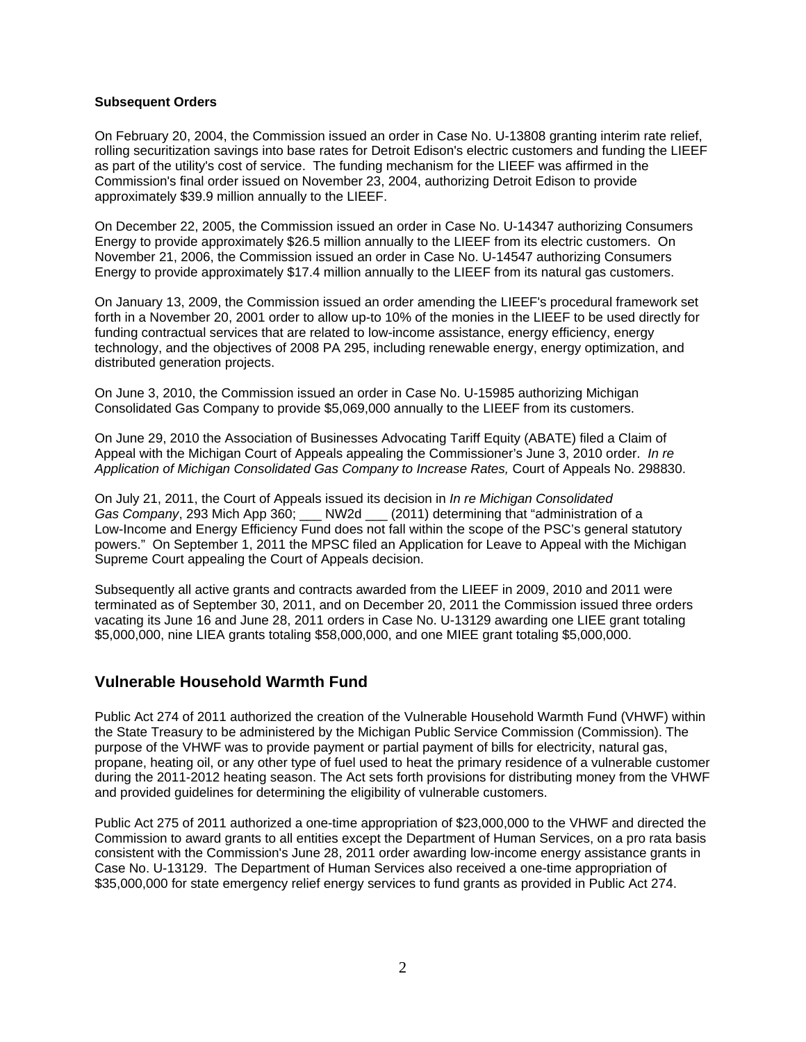**Subsequent Orders**

On February 20, 2004, the Commission issued an order in Case No. U-13808 granting interim rate relief, rolling securitization savings into base rates for Detroit Edison's electric customers and funding the LIEEF as part of the utility's cost of service. The funding mechanism for the LIEEF was affirmed in the Commission's final order issued on November 23, 2004, authorizing Detroit Edison to provide approximately $39.9 million annually to the LIEEF.

On December 22, 2005, the Commission issued an order in Case No. U-14347 authorizing Consumers Energy to provide approximately $26.5 million annually to the LIEEF from its electric customers. On November 21, 2006, the Commission issued an order in Case No. U-14547 authorizing Consumers Energy to provide approximately $17.4 million annually to the LIEEF from its natural gas customers.

On January 13, 2009, the Commission issued an order amending the LIEEF's procedural framework set forth in a November 20, 2001 order to allow up-to 10% of the monies in the LIEEF to be used directly for funding contractual services that are related to low-income assistance, energy efficiency, energy technology, and the objectives of 2008 PA 295, including renewable energy, energy optimization, and distributed generation projects.

On June 3, 2010, the Commission issued an order in Case No. U-15985 authorizing Michigan Consolidated Gas Company to provide $5,069,000 annually to the LIEEF from its customers.

On June 29, 2010 the Association of Businesses Advocating Tariff Equity (ABATE) filed a Claim of Appeal with the Michigan Court of Appeals appealing the Commissioner's June 3, 2010 order. *In re Application of Michigan Consolidated Gas Company to Increase Rates,* Court of Appeals No. 298830.

On July 21, 2011, the Court of Appeals issued its decision in *In re Michigan Consolidated Gas Company*, 293 Mich App 360; ___ NW2d ___ (2011) determining that "administration of a Low-Income and Energy Efficiency Fund does not fall within the scope of the PSC's general statutory powers." On September 1, 2011 the MPSC filed an Application for Leave to Appeal with the Michigan Supreme Court appealing the Court of Appeals decision.

Subsequently all active grants and contracts awarded from the LIEEF in 2009, 2010 and 2011 were terminated as of September 30, 2011, and on December 20, 2011 the Commission issued three orders vacating its June 16 and June 28, 2011 orders in Case No. U-13129 awarding one LIEE grant totaling $5,000,000, nine LIEA grants totaling $58,000,000, and one MIEE grant totaling $5,000,000.

## Vulnerable Household Warmth Fund

Public Act 274 of 2011 authorized the creation of the Vulnerable Household Warmth Fund (VHWF) within the State Treasury to be administered by the Michigan Public Service Commission (Commission). The purpose of the VHWF was to provide payment or partial payment of bills for electricity, natural gas, propane, heating oil, or any other type of fuel used to heat the primary residence of a vulnerable customer during the 2011-2012 heating season. The Act sets forth provisions for distributing money from the VHWF and provided guidelines for determining the eligibility of vulnerable customers.

Public Act 275 of 2011 authorized a one-time appropriation of $23,000,000 to the VHWF and directed the Commission to award grants to all entities except the Department of Human Services, on a pro rata basis consistent with the Commission's June 28, 2011 order awarding low-income energy assistance grants in Case No. U-13129. The Department of Human Services also received a one-time appropriation of $35,000,000 for state emergency relief energy services to fund grants as provided in Public Act 274.